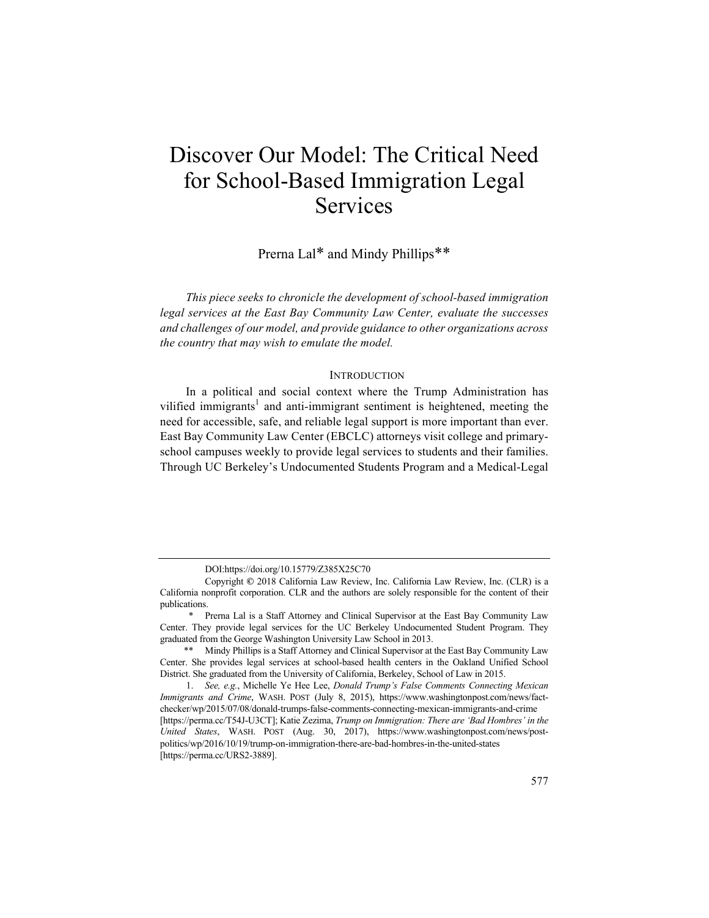# Discover Our Model: The Critical Need for School-Based Immigration Legal Services

Prerna Lal* and Mindy Phillips**

*This piece seeks to chronicle the development of school-based immigration legal services at the East Bay Community Law Center, evaluate the successes and challenges of our model, and provide guidance to other organizations across the country that may wish to emulate the model.*

## INTRODUCTION

In a political and social context where the Trump Administration has vilified immigrants[1] and anti-immigrant sentiment is heightened, meeting the need for accessible, safe, and reliable legal support is more important than ever. East Bay Community Law Center (EBCLC) attorneys visit college and primary-school campuses weekly to provide legal services to students and their families. Through UC Berkeley's Undocumented Students Program and a Medical-Legal

---

DOI:https://doi.org/10.15779/Z385X25C70

Copyright © 2018 California Law Review, Inc. California Law Review, Inc. (CLR) is a California nonprofit corporation. CLR and the authors are solely responsible for the content of their publications.

\* Prerna Lal is a Staff Attorney and Clinical Supervisor at the East Bay Community Law Center. They provide legal services for the UC Berkeley Undocumented Student Program. They graduated from the George Washington University Law School in 2013.

\** Mindy Phillips is a Staff Attorney and Clinical Supervisor at the East Bay Community Law Center. She provides legal services at school-based health centers in the Oakland Unified School District. She graduated from the University of California, Berkeley, School of Law in 2015.

1. *See, e.g.*, Michelle Ye Hee Lee, *Donald Trump's False Comments Connecting Mexican Immigrants and Crime*, WASH. POST (July 8, 2015), https://www.washingtonpost.com/news/fact-checker/wp/2015/07/08/donald-trumps-false-comments-connecting-mexican-immigrants-and-crime [https://perma.cc/T54J-U3CT]; Katie Zezima, *Trump on Immigration: There are 'Bad Hombres' in the United States*, WASH. POST (Aug. 30, 2017), https://www.washingtonpost.com/news/post-politics/wp/2016/10/19/trump-on-immigration-there-are-bad-hombres-in-the-united-states [https://perma.cc/URS2-3889].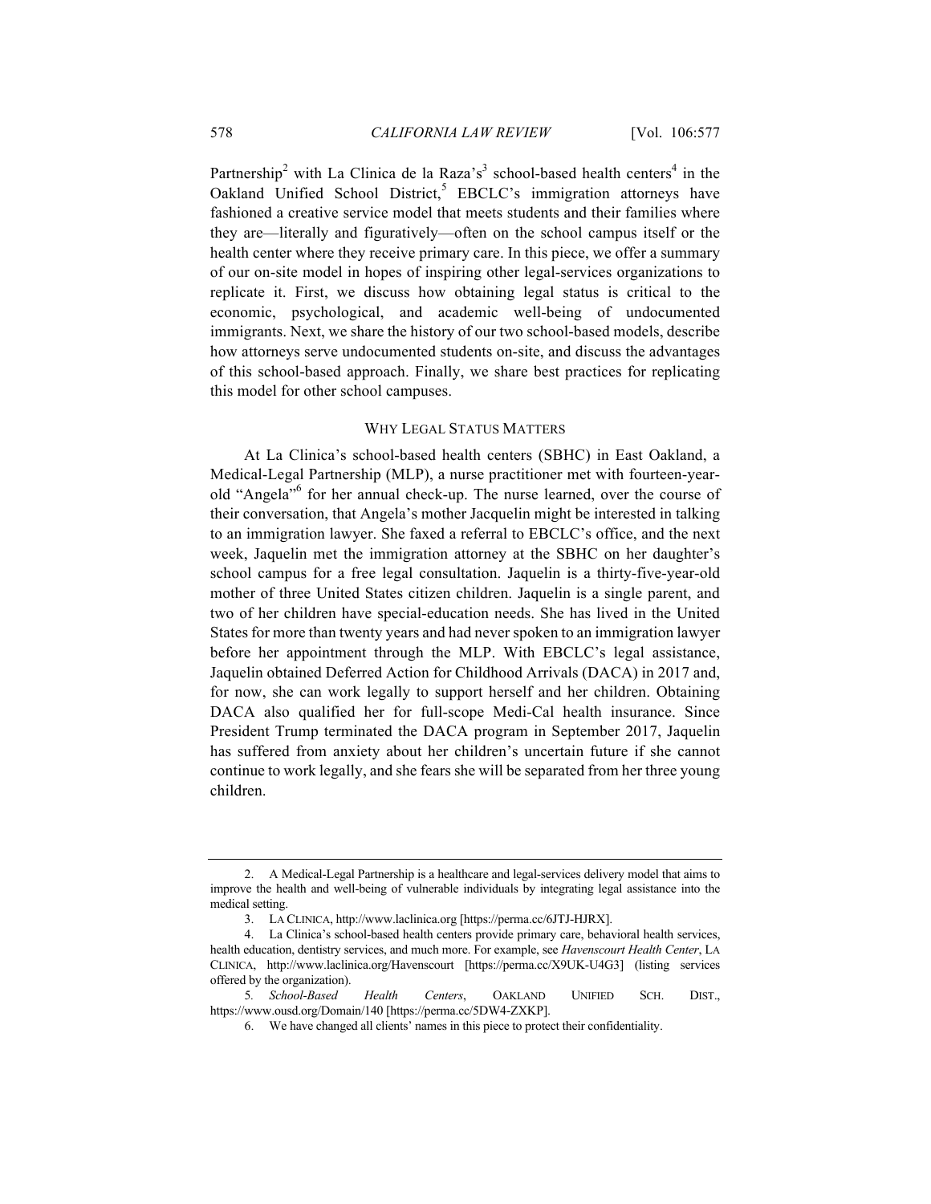Partnership[2] with La Clinica de la Raza's[3] school-based health centers[4] in the Oakland Unified School District,[5] EBCLC's immigration attorneys have fashioned a creative service model that meets students and their families where they are—literally and figuratively—often on the school campus itself or the health center where they receive primary care. In this piece, we offer a summary of our on-site model in hopes of inspiring other legal-services organizations to replicate it. First, we discuss how obtaining legal status is critical to the economic, psychological, and academic well-being of undocumented immigrants. Next, we share the history of our two school-based models, describe how attorneys serve undocumented students on-site, and discuss the advantages of this school-based approach. Finally, we share best practices for replicating this model for other school campuses.

## WHY LEGAL STATUS MATTERS

At La Clinica's school-based health centers (SBHC) in East Oakland, a Medical-Legal Partnership (MLP), a nurse practitioner met with fourteen-year-old "Angela"[6] for her annual check-up. The nurse learned, over the course of their conversation, that Angela's mother Jacquelin might be interested in talking to an immigration lawyer. She faxed a referral to EBCLC's office, and the next week, Jaquelin met the immigration attorney at the SBHC on her daughter's school campus for a free legal consultation. Jaquelin is a thirty-five-year-old mother of three United States citizen children. Jaquelin is a single parent, and two of her children have special-education needs. She has lived in the United States for more than twenty years and had never spoken to an immigration lawyer before her appointment through the MLP. With EBCLC's legal assistance, Jaquelin obtained Deferred Action for Childhood Arrivals (DACA) in 2017 and, for now, she can work legally to support herself and her children. Obtaining DACA also qualified her for full-scope Medi-Cal health insurance. Since President Trump terminated the DACA program in September 2017, Jaquelin has suffered from anxiety about her children's uncertain future if she cannot continue to work legally, and she fears she will be separated from her three young children.

---

2. A Medical-Legal Partnership is a healthcare and legal-services delivery model that aims to improve the health and well-being of vulnerable individuals by integrating legal assistance into the medical setting.

3. LA CLINICA, http://www.laclinica.org [https://perma.cc/6JTJ-HJRX].

4. La Clinica's school-based health centers provide primary care, behavioral health services, health education, dentistry services, and much more. For example, see *Havenscourt Health Center*, LA CLINICA, http://www.laclinica.org/Havenscourt [https://perma.cc/X9UK-U4G3] (listing services offered by the organization).

5. *School-Based Health Centers*, OAKLAND UNIFIED SCH. DIST., https://www.ousd.org/Domain/140 [https://perma.cc/5DW4-ZXKP].

6. We have changed all clients' names in this piece to protect their confidentiality.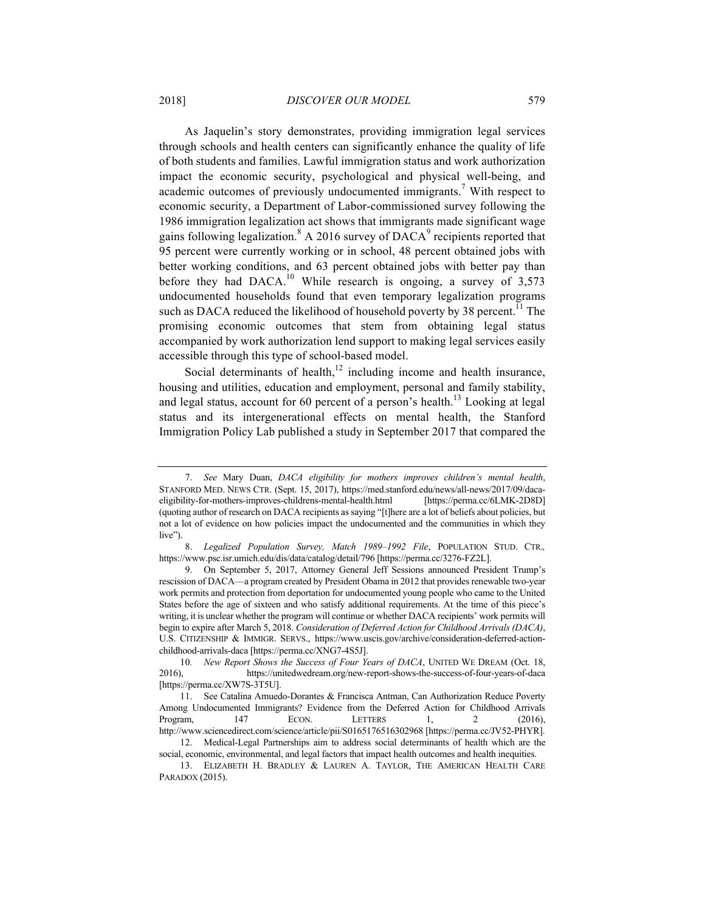As Jaquelin's story demonstrates, providing immigration legal services through schools and health centers can significantly enhance the quality of life of both students and families. Lawful immigration status and work authorization impact the economic security, psychological and physical well-being, and academic outcomes of previously undocumented immigrants.[7] With respect to economic security, a Department of Labor-commissioned survey following the 1986 immigration legalization act shows that immigrants made significant wage gains following legalization.[8] A 2016 survey of DACA[9] recipients reported that 95 percent were currently working or in school, 48 percent obtained jobs with better working conditions, and 63 percent obtained jobs with better pay than before they had DACA.[10] While research is ongoing, a survey of 3,573 undocumented households found that even temporary legalization programs such as DACA reduced the likelihood of household poverty by 38 percent.[11] The promising economic outcomes that stem from obtaining legal status accompanied by work authorization lend support to making legal services easily accessible through this type of school-based model.

Social determinants of health,[12] including income and health insurance, housing and utilities, education and employment, personal and family stability, and legal status, account for 60 percent of a person's health.[13] Looking at legal status and its intergenerational effects on mental health, the Stanford Immigration Policy Lab published a study in September 2017 that compared the

---

7. *See* Mary Duan, *DACA eligibility for mothers improves children's mental health*, STANFORD MED. NEWS CTR. (Sept. 15, 2017), https://med.stanford.edu/news/all-news/2017/09/daca-eligibility-for-mothers-improves-childrens-mental-health.html [https://perma.cc/6LMK-2D8D] (quoting author of research on DACA recipients as saying "[t]here are a lot of beliefs about policies, but not a lot of evidence on how policies impact the undocumented and the communities in which they live").

8. *Legalized Population Survey, Match 1989–1992 File*, POPULATION STUD. CTR., https://www.psc.isr.umich.edu/dis/data/catalog/detail/796 [https://perma.cc/3276-FZ2L].

9. On September 5, 2017, Attorney General Jeff Sessions announced President Trump's rescission of DACA—a program created by President Obama in 2012 that provides renewable two-year work permits and protection from deportation for undocumented young people who came to the United States before the age of sixteen and who satisfy additional requirements. At the time of this piece's writing, it is unclear whether the program will continue or whether DACA recipients' work permits will begin to expire after March 5, 2018. *Consideration of Deferred Action for Childhood Arrivals (DACA)*, U.S. CITIZENSHIP & IMMIGR. SERVS., https://www.uscis.gov/archive/consideration-deferred-action-childhood-arrivals-daca [https://perma.cc/XNG7-4S5J].

10. *New Report Shows the Success of Four Years of DACA*, UNITED WE DREAM (Oct. 18, 2016), https://unitedwedream.org/new-report-shows-the-success-of-four-years-of-daca [https://perma.cc/XW7S-3T5U].

11. See Catalina Amuedo-Dorantes & Francisca Antman, Can Authorization Reduce Poverty Among Undocumented Immigrants? Evidence from the Deferred Action for Childhood Arrivals Program, 147 ECON. LETTERS 1, 2 (2016), http://www.sciencedirect.com/science/article/pii/S0165176516302968 [https://perma.cc/JV52-PHYR].

12. Medical-Legal Partnerships aim to address social determinants of health which are the social, economic, environmental, and legal factors that impact health outcomes and health inequities.

13. ELIZABETH H. BRADLEY & LAUREN A. TAYLOR, THE AMERICAN HEALTH CARE PARADOX (2015).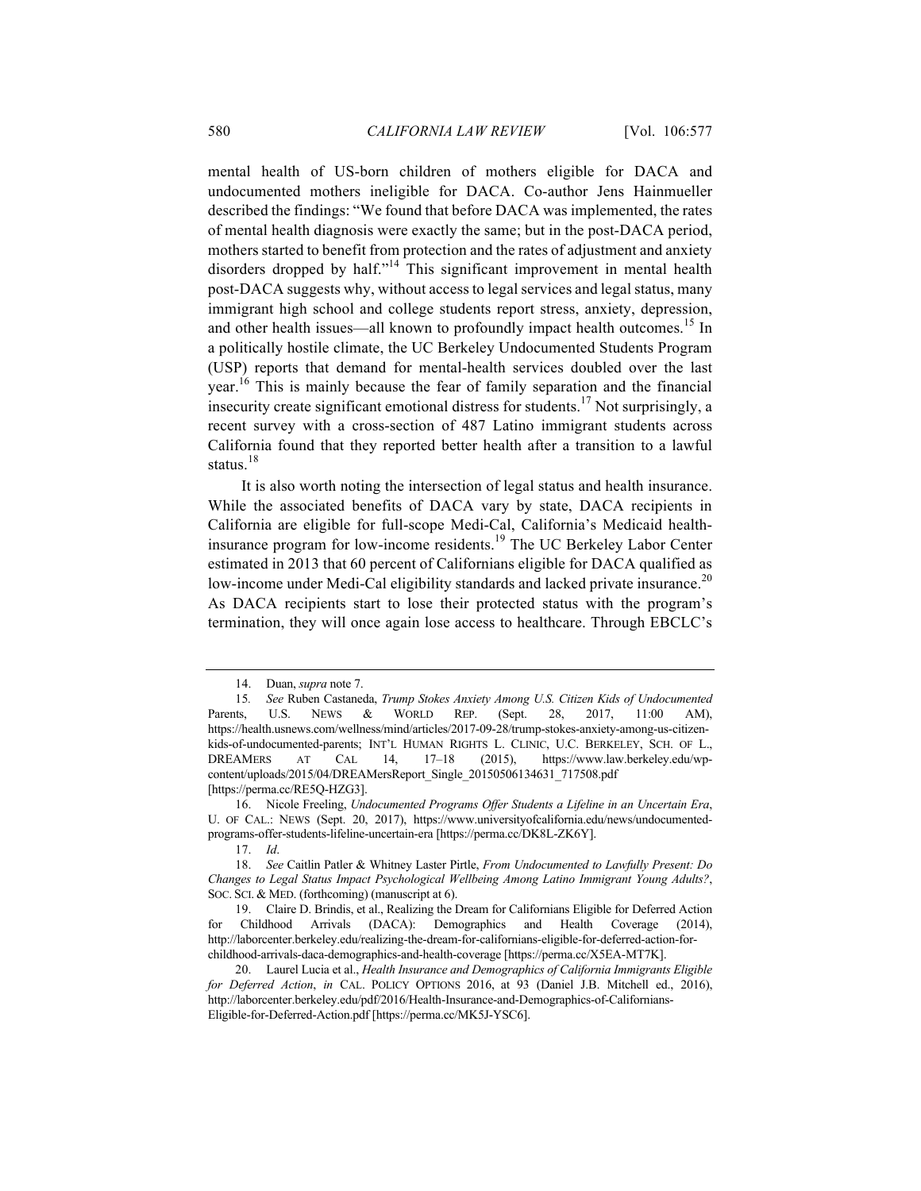mental health of US-born children of mothers eligible for DACA and undocumented mothers ineligible for DACA. Co-author Jens Hainmueller described the findings: "We found that before DACA was implemented, the rates of mental health diagnosis were exactly the same; but in the post-DACA period, mothers started to benefit from protection and the rates of adjustment and anxiety disorders dropped by half."[14] This significant improvement in mental health post-DACA suggests why, without access to legal services and legal status, many immigrant high school and college students report stress, anxiety, depression, and other health issues—all known to profoundly impact health outcomes.[15] In a politically hostile climate, the UC Berkeley Undocumented Students Program (USP) reports that demand for mental-health services doubled over the last year.[16] This is mainly because the fear of family separation and the financial insecurity create significant emotional distress for students.[17] Not surprisingly, a recent survey with a cross-section of 487 Latino immigrant students across California found that they reported better health after a transition to a lawful status.[18]

It is also worth noting the intersection of legal status and health insurance. While the associated benefits of DACA vary by state, DACA recipients in California are eligible for full-scope Medi-Cal, California's Medicaid health-insurance program for low-income residents.[19] The UC Berkeley Labor Center estimated in 2013 that 60 percent of Californians eligible for DACA qualified as low-income under Medi-Cal eligibility standards and lacked private insurance.[20] As DACA recipients start to lose their protected status with the program's termination, they will once again lose access to healthcare. Through EBCLC's

---

14. Duan, *supra* note 7.

15. *See* Ruben Castaneda, *Trump Stokes Anxiety Among U.S. Citizen Kids of Undocumented Parents*, U.S. NEWS & WORLD REP. (Sept. 28, 2017, 11:00 AM), https://health.usnews.com/wellness/mind/articles/2017-09-28/trump-stokes-anxiety-among-us-citizen-kids-of-undocumented-parents; INT'L HUMAN RIGHTS L. CLINIC, U.C. BERKELEY, SCH. OF L., DREAMERS AT CAL 14, 17–18 (2015), https://www.law.berkeley.edu/wp-content/uploads/2015/04/DREAMersReport_Single_20150506134631_717508.pdf [https://perma.cc/RE5Q-HZG3].

16. Nicole Freeling, *Undocumented Programs Offer Students a Lifeline in an Uncertain Era*, U. OF CAL.: NEWS (Sept. 20, 2017), https://www.universityofcalifornia.edu/news/undocumented-programs-offer-students-lifeline-uncertain-era [https://perma.cc/DK8L-ZK6Y].

17. *Id*.

18. *See* Caitlin Patler & Whitney Laster Pirtle, *From Undocumented to Lawfully Present: Do Changes to Legal Status Impact Psychological Wellbeing Among Latino Immigrant Young Adults?*, SOC. SCI. & MED. (forthcoming) (manuscript at 6).

19. Claire D. Brindis, et al., Realizing the Dream for Californians Eligible for Deferred Action for Childhood Arrivals (DACA): Demographics and Health Coverage (2014), http://laborcenter.berkeley.edu/realizing-the-dream-for-californians-eligible-for-deferred-action-for-childhood-arrivals-daca-demographics-and-health-coverage [https://perma.cc/X5EA-MT7K].

20. Laurel Lucia et al., *Health Insurance and Demographics of California Immigrants Eligible for Deferred Action*, *in* CAL. POLICY OPTIONS 2016, at 93 (Daniel J.B. Mitchell ed., 2016), http://laborcenter.berkeley.edu/pdf/2016/Health-Insurance-and-Demographics-of-Californians-Eligible-for-Deferred-Action.pdf [https://perma.cc/MK5J-YSC6].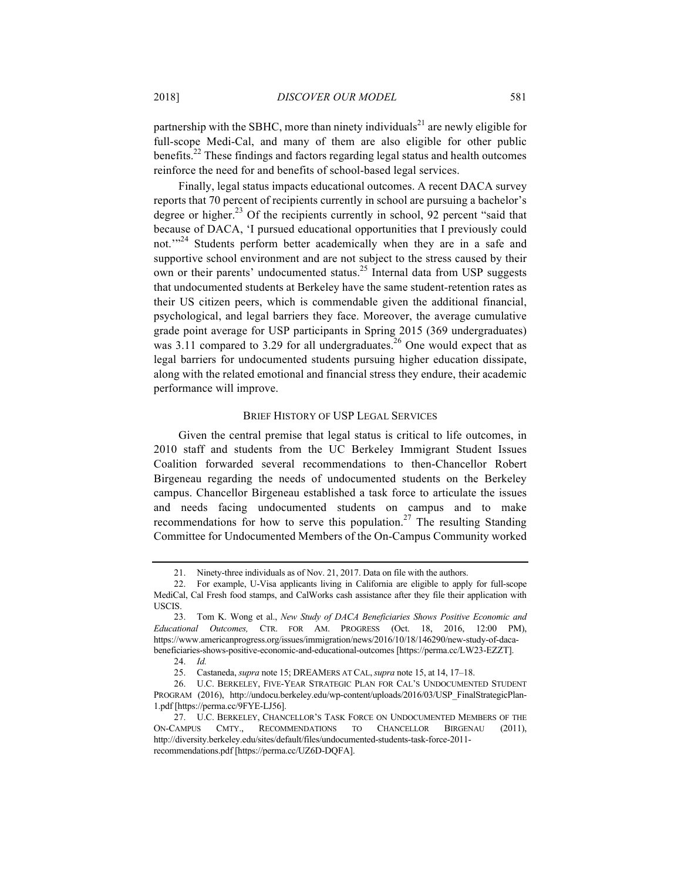partnership with the SBHC, more than ninety individuals[21] are newly eligible for full-scope Medi-Cal, and many of them are also eligible for other public benefits.[22] These findings and factors regarding legal status and health outcomes reinforce the need for and benefits of school-based legal services.

Finally, legal status impacts educational outcomes. A recent DACA survey reports that 70 percent of recipients currently in school are pursuing a bachelor's degree or higher.[23] Of the recipients currently in school, 92 percent "said that because of DACA, 'I pursued educational opportunities that I previously could not.'"[24] Students perform better academically when they are in a safe and supportive school environment and are not subject to the stress caused by their own or their parents' undocumented status.[25] Internal data from USP suggests that undocumented students at Berkeley have the same student-retention rates as their US citizen peers, which is commendable given the additional financial, psychological, and legal barriers they face. Moreover, the average cumulative grade point average for USP participants in Spring 2015 (369 undergraduates) was 3.11 compared to 3.29 for all undergraduates.[26] One would expect that as legal barriers for undocumented students pursuing higher education dissipate, along with the related emotional and financial stress they endure, their academic performance will improve.

## BRIEF HISTORY OF USP LEGAL SERVICES

Given the central premise that legal status is critical to life outcomes, in 2010 staff and students from the UC Berkeley Immigrant Student Issues Coalition forwarded several recommendations to then-Chancellor Robert Birgeneau regarding the needs of undocumented students on the Berkeley campus. Chancellor Birgeneau established a task force to articulate the issues and needs facing undocumented students on campus and to make recommendations for how to serve this population.[27] The resulting Standing Committee for Undocumented Members of the On-Campus Community worked

---

21. Ninety-three individuals as of Nov. 21, 2017. Data on file with the authors.

22. For example, U-Visa applicants living in California are eligible to apply for full-scope MediCal, Cal Fresh food stamps, and CalWorks cash assistance after they file their application with USCIS.

23. Tom K. Wong et al., *New Study of DACA Beneficiaries Shows Positive Economic and Educational Outcomes,* CTR. FOR AM. PROGRESS (Oct. 18, 2016, 12:00 PM), https://www.americanprogress.org/issues/immigration/news/2016/10/18/146290/new-study-of-daca-beneficiaries-shows-positive-economic-and-educational-outcomes [https://perma.cc/LW23-EZZT].

24. *Id.*

25. Castaneda, *supra* note 15; DREAMERS AT CAL, *supra* note 15, at 14, 17–18.

26. U.C. BERKELEY, FIVE-YEAR STRATEGIC PLAN FOR CAL'S UNDOCUMENTED STUDENT PROGRAM (2016), http://undocu.berkeley.edu/wp-content/uploads/2016/03/USP_FinalStrategicPlan-1.pdf [https://perma.cc/9FYE-LJ56].

27. U.C. BERKELEY, CHANCELLOR'S TASK FORCE ON UNDOCUMENTED MEMBERS OF THE ON-CAMPUS CMTY., RECOMMENDATIONS TO CHANCELLOR BIRGENAU (2011), http://diversity.berkeley.edu/sites/default/files/undocumented-students-task-force-2011-recommendations.pdf [https://perma.cc/UZ6D-DQFA].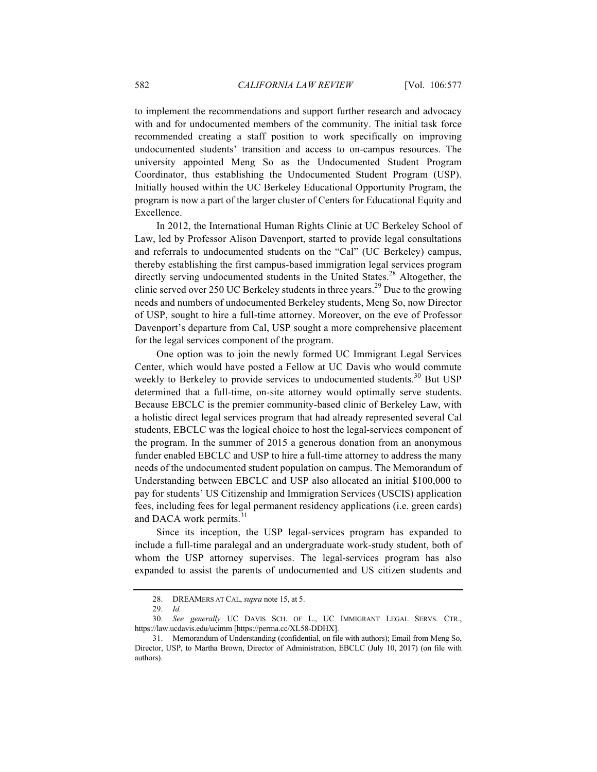to implement the recommendations and support further research and advocacy with and for undocumented members of the community. The initial task force recommended creating a staff position to work specifically on improving undocumented students' transition and access to on-campus resources. The university appointed Meng So as the Undocumented Student Program Coordinator, thus establishing the Undocumented Student Program (USP). Initially housed within the UC Berkeley Educational Opportunity Program, the program is now a part of the larger cluster of Centers for Educational Equity and Excellence.

In 2012, the International Human Rights Clinic at UC Berkeley School of Law, led by Professor Alison Davenport, started to provide legal consultations and referrals to undocumented students on the "Cal" (UC Berkeley) campus, thereby establishing the first campus-based immigration legal services program directly serving undocumented students in the United States.[28] Altogether, the clinic served over 250 UC Berkeley students in three years.[29] Due to the growing needs and numbers of undocumented Berkeley students, Meng So, now Director of USP, sought to hire a full-time attorney. Moreover, on the eve of Professor Davenport's departure from Cal, USP sought a more comprehensive placement for the legal services component of the program.

One option was to join the newly formed UC Immigrant Legal Services Center, which would have posted a Fellow at UC Davis who would commute weekly to Berkeley to provide services to undocumented students.[30] But USP determined that a full-time, on-site attorney would optimally serve students. Because EBCLC is the premier community-based clinic of Berkeley Law, with a holistic direct legal services program that had already represented several Cal students, EBCLC was the logical choice to host the legal-services component of the program. In the summer of 2015 a generous donation from an anonymous funder enabled EBCLC and USP to hire a full-time attorney to address the many needs of the undocumented student population on campus. The Memorandum of Understanding between EBCLC and USP also allocated an initial $100,000 to pay for students' US Citizenship and Immigration Services (USCIS) application fees, including fees for legal permanent residency applications (i.e. green cards) and DACA work permits.[31]

Since its inception, the USP legal-services program has expanded to include a full-time paralegal and an undergraduate work-study student, both of whom the USP attorney supervises. The legal-services program has also expanded to assist the parents of undocumented and US citizen students and

---

28. DREAMERS AT CAL, *supra* note 15, at 5.

29. *Id.*

30. *See generally* UC DAVIS SCH. OF L., UC IMMIGRANT LEGAL SERVS. CTR., https://law.ucdavis.edu/ucimm [https://perma.cc/XL58-DDHX].

31. Memorandum of Understanding (confidential, on file with authors); Email from Meng So, Director, USP, to Martha Brown, Director of Administration, EBCLC (July 10, 2017) (on file with authors).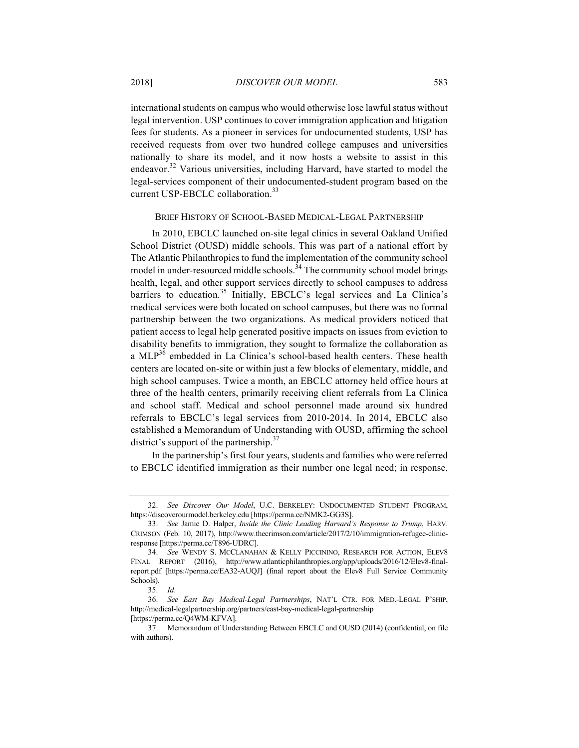international students on campus who would otherwise lose lawful status without legal intervention. USP continues to cover immigration application and litigation fees for students. As a pioneer in services for undocumented students, USP has received requests from over two hundred college campuses and universities nationally to share its model, and it now hosts a website to assist in this endeavor.[32] Various universities, including Harvard, have started to model the legal-services component of their undocumented-student program based on the current USP-EBCLC collaboration.[33]

### BRIEF HISTORY OF SCHOOL-BASED MEDICAL-LEGAL PARTNERSHIP

In 2010, EBCLC launched on-site legal clinics in several Oakland Unified School District (OUSD) middle schools. This was part of a national effort by The Atlantic Philanthropies to fund the implementation of the community school model in under-resourced middle schools.[34] The community school model brings health, legal, and other support services directly to school campuses to address barriers to education.[35] Initially, EBCLC's legal services and La Clinica's medical services were both located on school campuses, but there was no formal partnership between the two organizations. As medical providers noticed that patient access to legal help generated positive impacts on issues from eviction to disability benefits to immigration, they sought to formalize the collaboration as a MLP[36] embedded in La Clinica's school-based health centers. These health centers are located on-site or within just a few blocks of elementary, middle, and high school campuses. Twice a month, an EBCLC attorney held office hours at three of the health centers, primarily receiving client referrals from La Clinica and school staff. Medical and school personnel made around six hundred referrals to EBCLC's legal services from 2010-2014. In 2014, EBCLC also established a Memorandum of Understanding with OUSD, affirming the school district's support of the partnership.[37]

In the partnership's first four years, students and families who were referred to EBCLC identified immigration as their number one legal need; in response,

---

32. *See Discover Our Model*, U.C. BERKELEY: UNDOCUMENTED STUDENT PROGRAM, https://discoverourmodel.berkeley.edu [https://perma.cc/NMK2-GG3S].

33. *See* Jamie D. Halper, *Inside the Clinic Leading Harvard's Response to Trump*, HARV. CRIMSON (Feb. 10, 2017), http://www.thecrimson.com/article/2017/2/10/immigration-refugee-clinic-response [https://perma.cc/T896-UDRC].

34. *See* WENDY S. MCCLANAHAN & KELLY PICCININO, RESEARCH FOR ACTION, ELEV8 FINAL REPORT (2016), http://www.atlanticphilanthropies.org/app/uploads/2016/12/Elev8-final-report.pdf [https://perma.cc/EA32-AUQJ] (final report about the Elev8 Full Service Community Schools).

35. *Id*.

36. *See East Bay Medical-Legal Partnerships*, NAT'L CTR. FOR MED.-LEGAL P'SHIP, http://medical-legalpartnership.org/partners/east-bay-medical-legal-partnership [https://perma.cc/Q4WM-KFVA].

37. Memorandum of Understanding Between EBCLC and OUSD (2014) (confidential, on file with authors).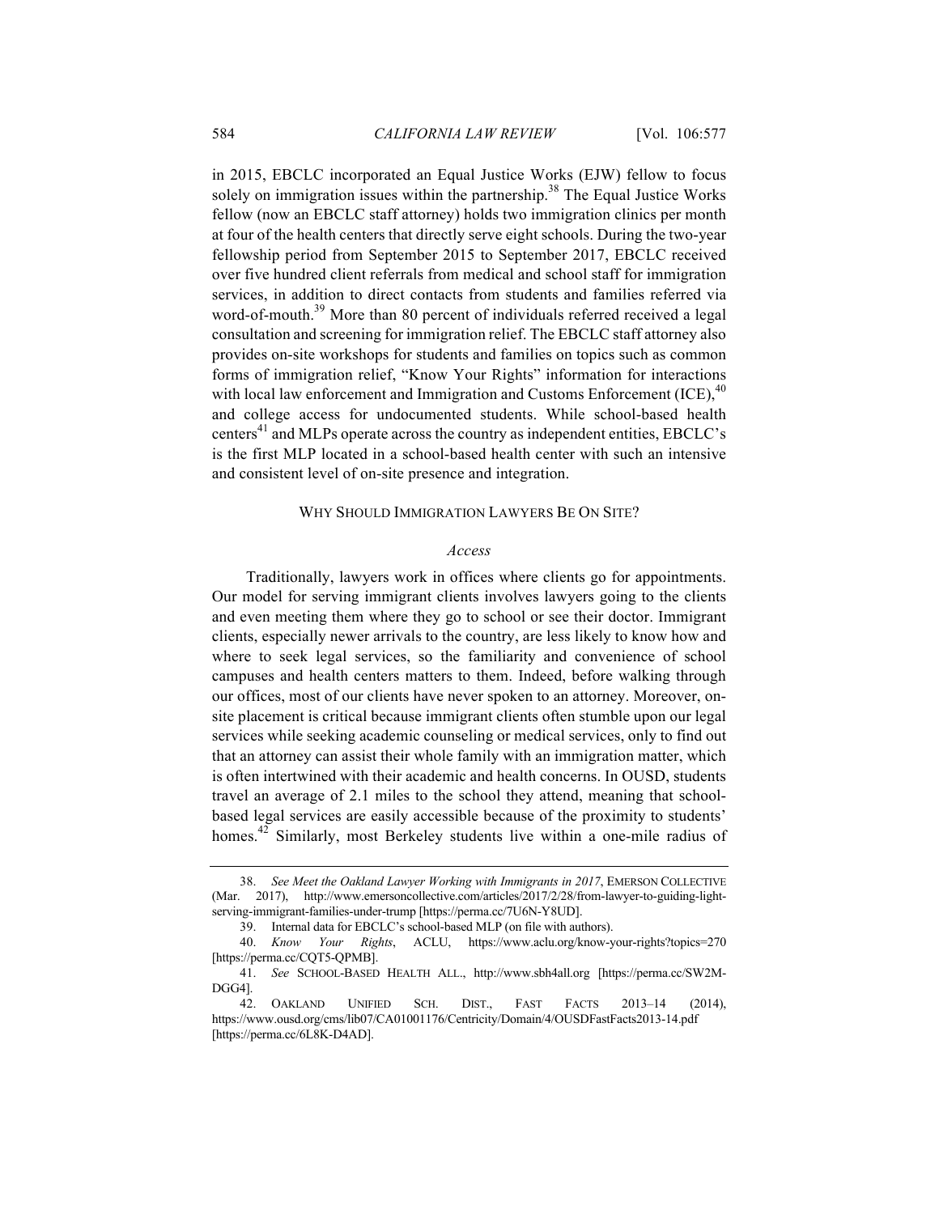in 2015, EBCLC incorporated an Equal Justice Works (EJW) fellow to focus solely on immigration issues within the partnership.[38] The Equal Justice Works fellow (now an EBCLC staff attorney) holds two immigration clinics per month at four of the health centers that directly serve eight schools. During the two-year fellowship period from September 2015 to September 2017, EBCLC received over five hundred client referrals from medical and school staff for immigration services, in addition to direct contacts from students and families referred via word-of-mouth.[39] More than 80 percent of individuals referred received a legal consultation and screening for immigration relief. The EBCLC staff attorney also provides on-site workshops for students and families on topics such as common forms of immigration relief, "Know Your Rights" information for interactions with local law enforcement and Immigration and Customs Enforcement (ICE),[40] and college access for undocumented students. While school-based health centers[41] and MLPs operate across the country as independent entities, EBCLC's is the first MLP located in a school-based health center with such an intensive and consistent level of on-site presence and integration.

## WHY SHOULD IMMIGRATION LAWYERS BE ON SITE?

### *Access*

Traditionally, lawyers work in offices where clients go for appointments. Our model for serving immigrant clients involves lawyers going to the clients and even meeting them where they go to school or see their doctor. Immigrant clients, especially newer arrivals to the country, are less likely to know how and where to seek legal services, so the familiarity and convenience of school campuses and health centers matters to them. Indeed, before walking through our offices, most of our clients have never spoken to an attorney. Moreover, on-site placement is critical because immigrant clients often stumble upon our legal services while seeking academic counseling or medical services, only to find out that an attorney can assist their whole family with an immigration matter, which is often intertwined with their academic and health concerns. In OUSD, students travel an average of 2.1 miles to the school they attend, meaning that school-based legal services are easily accessible because of the proximity to students' homes.[42] Similarly, most Berkeley students live within a one-mile radius of

---

38. *See Meet the Oakland Lawyer Working with Immigrants in 2017*, EMERSON COLLECTIVE (Mar. 2017), http://www.emersoncollective.com/articles/2017/2/28/from-lawyer-to-guiding-light-serving-immigrant-families-under-trump [https://perma.cc/7U6N-Y8UD].

39. Internal data for EBCLC's school-based MLP (on file with authors).

40. *Know Your Rights*, ACLU, https://www.aclu.org/know-your-rights?topics=270 [https://perma.cc/CQT5-QPMB].

41. *See* SCHOOL-BASED HEALTH ALL., http://www.sbh4all.org [https://perma.cc/SW2M-DGG4].

42. OAKLAND UNIFIED SCH. DIST., FAST FACTS 2013–14 (2014), https://www.ousd.org/cms/lib07/CA01001176/Centricity/Domain/4/OUSDFastFacts2013-14.pdf [https://perma.cc/6L8K-D4AD].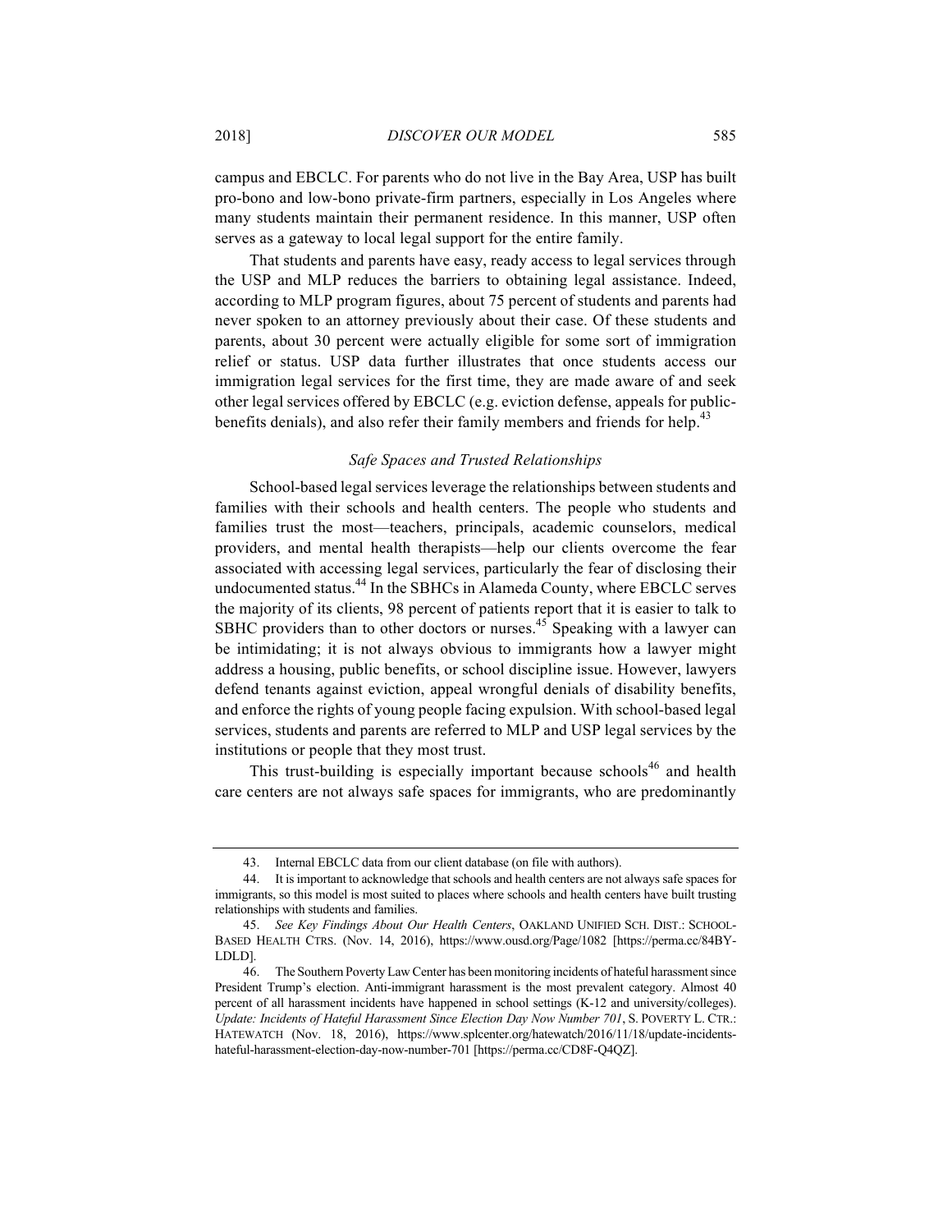campus and EBCLC. For parents who do not live in the Bay Area, USP has built pro-bono and low-bono private-firm partners, especially in Los Angeles where many students maintain their permanent residence. In this manner, USP often serves as a gateway to local legal support for the entire family.

That students and parents have easy, ready access to legal services through the USP and MLP reduces the barriers to obtaining legal assistance. Indeed, according to MLP program figures, about 75 percent of students and parents had never spoken to an attorney previously about their case. Of these students and parents, about 30 percent were actually eligible for some sort of immigration relief or status. USP data further illustrates that once students access our immigration legal services for the first time, they are made aware of and seek other legal services offered by EBCLC (e.g. eviction defense, appeals for public-benefits denials), and also refer their family members and friends for help.[43]

### *Safe Spaces and Trusted Relationships*

School-based legal services leverage the relationships between students and families with their schools and health centers. The people who students and families trust the most—teachers, principals, academic counselors, medical providers, and mental health therapists—help our clients overcome the fear associated with accessing legal services, particularly the fear of disclosing their undocumented status.[44] In the SBHCs in Alameda County, where EBCLC serves the majority of its clients, 98 percent of patients report that it is easier to talk to SBHC providers than to other doctors or nurses.[45] Speaking with a lawyer can be intimidating; it is not always obvious to immigrants how a lawyer might address a housing, public benefits, or school discipline issue. However, lawyers defend tenants against eviction, appeal wrongful denials of disability benefits, and enforce the rights of young people facing expulsion. With school-based legal services, students and parents are referred to MLP and USP legal services by the institutions or people that they most trust.

This trust-building is especially important because schools[46] and health care centers are not always safe spaces for immigrants, who are predominantly

---

43. Internal EBCLC data from our client database (on file with authors).

44. It is important to acknowledge that schools and health centers are not always safe spaces for immigrants, so this model is most suited to places where schools and health centers have built trusting relationships with students and families.

45. *See Key Findings About Our Health Centers*, OAKLAND UNIFIED SCH. DIST.: SCHOOL-BASED HEALTH CTRS. (Nov. 14, 2016), https://www.ousd.org/Page/1082 [https://perma.cc/84BY-LDLD].

46. The Southern Poverty Law Center has been monitoring incidents of hateful harassment since President Trump's election. Anti-immigrant harassment is the most prevalent category. Almost 40 percent of all harassment incidents have happened in school settings (K-12 and university/colleges). *Update: Incidents of Hateful Harassment Since Election Day Now Number 701*, S. POVERTY L. CTR.: HATEWATCH (Nov. 18, 2016), https://www.splcenter.org/hatewatch/2016/11/18/update-incidents-hateful-harassment-election-day-now-number-701 [https://perma.cc/CD8F-Q4QZ].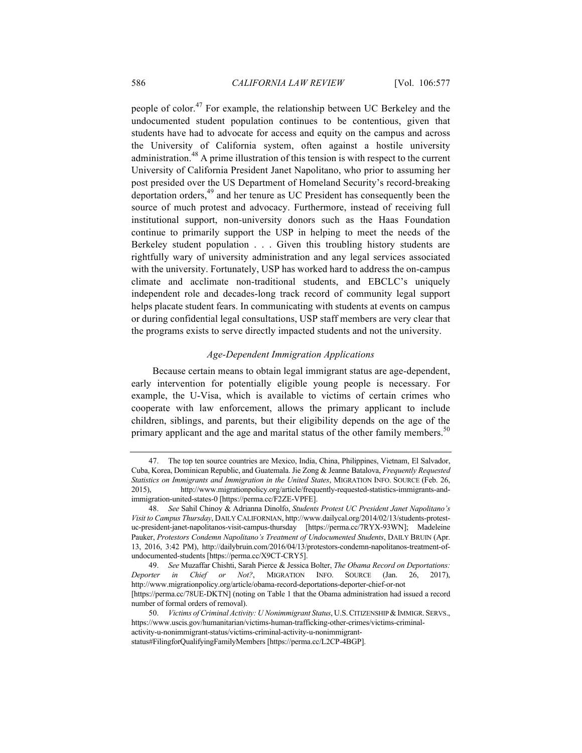people of color.[47] For example, the relationship between UC Berkeley and the undocumented student population continues to be contentious, given that students have had to advocate for access and equity on the campus and across the University of California system, often against a hostile university administration.[48] A prime illustration of this tension is with respect to the current University of California President Janet Napolitano, who prior to assuming her post presided over the US Department of Homeland Security's record-breaking deportation orders,[49] and her tenure as UC President has consequently been the source of much protest and advocacy. Furthermore, instead of receiving full institutional support, non-university donors such as the Haas Foundation continue to primarily support the USP in helping to meet the needs of the Berkeley student population . . . Given this troubling history students are rightfully wary of university administration and any legal services associated with the university. Fortunately, USP has worked hard to address the on-campus climate and acclimate non-traditional students, and EBCLC's uniquely independent role and decades-long track record of community legal support helps placate student fears. In communicating with students at events on campus or during confidential legal consultations, USP staff members are very clear that the programs exists to serve directly impacted students and not the university.

### *Age-Dependent Immigration Applications*

Because certain means to obtain legal immigrant status are age-dependent, early intervention for potentially eligible young people is necessary. For example, the U-Visa, which is available to victims of certain crimes who cooperate with law enforcement, allows the primary applicant to include children, siblings, and parents, but their eligibility depends on the age of the primary applicant and the age and marital status of the other family members.[50]

---

47. The top ten source countries are Mexico, India, China, Philippines, Vietnam, El Salvador, Cuba, Korea, Dominican Republic, and Guatemala. Jie Zong & Jeanne Batalova, *Frequently Requested Statistics on Immigrants and Immigration in the United States*, MIGRATION INFO. SOURCE (Feb. 26, 2015), http://www.migrationpolicy.org/article/frequently-requested-statistics-immigrants-and-immigration-united-states-0 [https://perma.cc/F2ZE-VPFE].

48. *See* Sahil Chinoy & Adrianna Dinolfo, *Students Protest UC President Janet Napolitano's Visit to Campus Thursday*, DAILY CALIFORNIAN, http://www.dailycal.org/2014/02/13/students-protest-uc-president-janet-napolitanos-visit-campus-thursday [https://perma.cc/7RYX-93WN]; Madeleine Pauker, *Protestors Condemn Napolitano's Treatment of Undocumented Students*, DAILY BRUIN (Apr. 13, 2016, 3:42 PM), http://dailybruin.com/2016/04/13/protestors-condemn-napolitanos-treatment-of-undocumented-students [https://perma.cc/X9CT-CRY5].

49. *See* Muzaffar Chishti, Sarah Pierce & Jessica Bolter, *The Obama Record on Deportations: Deporter in Chief or Not?*, MIGRATION INFO. SOURCE (Jan. 26, 2017), http://www.migrationpolicy.org/article/obama-record-deportations-deporter-chief-or-not [https://perma.cc/78UE-DKTN] (noting on Table 1 that the Obama administration had issued a record number of formal orders of removal).

50. *Victims of Criminal Activity: U Nonimmigrant Status*, U.S. CITIZENSHIP & IMMIGR. SERVS., https://www.uscis.gov/humanitarian/victims-human-trafficking-other-crimes/victims-criminal-activity-u-nonimmigrant-status/victims-criminal-activity-u-nonimmigrant-status#FilingforQualifyingFamilyMembers [https://perma.cc/L2CP-4BGP].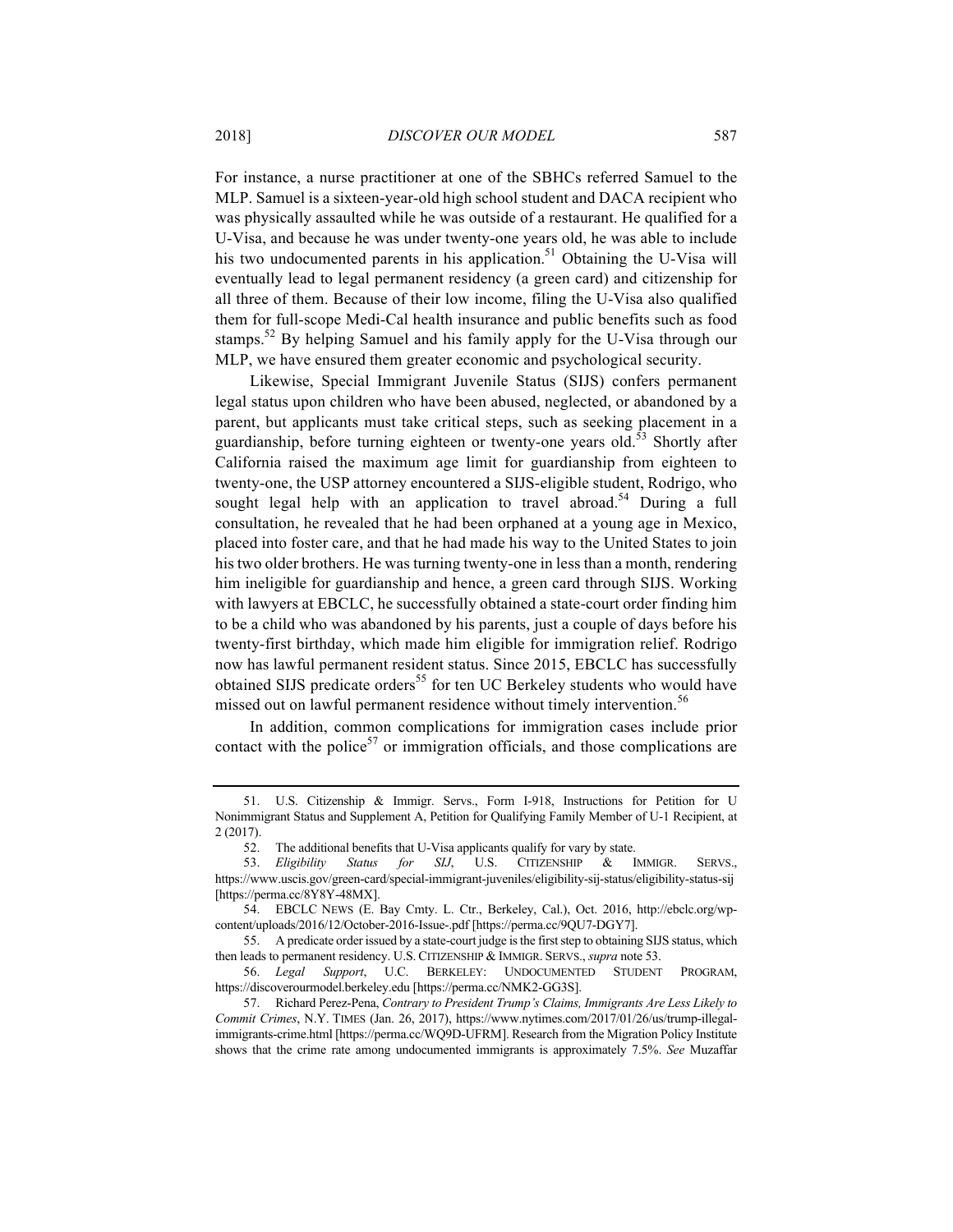For instance, a nurse practitioner at one of the SBHCs referred Samuel to the MLP. Samuel is a sixteen-year-old high school student and DACA recipient who was physically assaulted while he was outside of a restaurant. He qualified for a U-Visa, and because he was under twenty-one years old, he was able to include his two undocumented parents in his application.[51] Obtaining the U-Visa will eventually lead to legal permanent residency (a green card) and citizenship for all three of them. Because of their low income, filing the U-Visa also qualified them for full-scope Medi-Cal health insurance and public benefits such as food stamps.[52] By helping Samuel and his family apply for the U-Visa through our MLP, we have ensured them greater economic and psychological security.

Likewise, Special Immigrant Juvenile Status (SIJS) confers permanent legal status upon children who have been abused, neglected, or abandoned by a parent, but applicants must take critical steps, such as seeking placement in a guardianship, before turning eighteen or twenty-one years old.[53] Shortly after California raised the maximum age limit for guardianship from eighteen to twenty-one, the USP attorney encountered a SIJS-eligible student, Rodrigo, who sought legal help with an application to travel abroad.[54] During a full consultation, he revealed that he had been orphaned at a young age in Mexico, placed into foster care, and that he had made his way to the United States to join his two older brothers. He was turning twenty-one in less than a month, rendering him ineligible for guardianship and hence, a green card through SIJS. Working with lawyers at EBCLC, he successfully obtained a state-court order finding him to be a child who was abandoned by his parents, just a couple of days before his twenty-first birthday, which made him eligible for immigration relief. Rodrigo now has lawful permanent resident status. Since 2015, EBCLC has successfully obtained SIJS predicate orders[55] for ten UC Berkeley students who would have missed out on lawful permanent residence without timely intervention.[56]

In addition, common complications for immigration cases include prior contact with the police[57] or immigration officials, and those complications are

---

51. U.S. Citizenship & Immigr. Servs., Form I-918, Instructions for Petition for U Nonimmigrant Status and Supplement A, Petition for Qualifying Family Member of U-1 Recipient, at 2 (2017).

52. The additional benefits that U-Visa applicants qualify for vary by state.

53. *Eligibility Status for SIJ*, U.S. CITIZENSHIP & IMMIGR. SERVS., https://www.uscis.gov/green-card/special-immigrant-juveniles/eligibility-sij-status/eligibility-status-sij [https://perma.cc/8Y8Y-48MX].

54. EBCLC NEWS (E. Bay Cmty. L. Ctr., Berkeley, Cal.), Oct. 2016, http://ebclc.org/wp-content/uploads/2016/12/October-2016-Issue-.pdf [https://perma.cc/9QU7-DGY7].

55. A predicate order issued by a state-court judge is the first step to obtaining SIJS status, which then leads to permanent residency. U.S. CITIZENSHIP & IMMIGR. SERVS., *supra* note 53.

56. *Legal Support*, U.C. BERKELEY: UNDOCUMENTED STUDENT PROGRAM, https://discoverourmodel.berkeley.edu [https://perma.cc/NMK2-GG3S].

57. Richard Perez-Pena, *Contrary to President Trump's Claims, Immigrants Are Less Likely to Commit Crimes*, N.Y. TIMES (Jan. 26, 2017), https://www.nytimes.com/2017/01/26/us/trump-illegal-immigrants-crime.html [https://perma.cc/WQ9D-UFRM]. Research from the Migration Policy Institute shows that the crime rate among undocumented immigrants is approximately 7.5%. *See* Muzaffar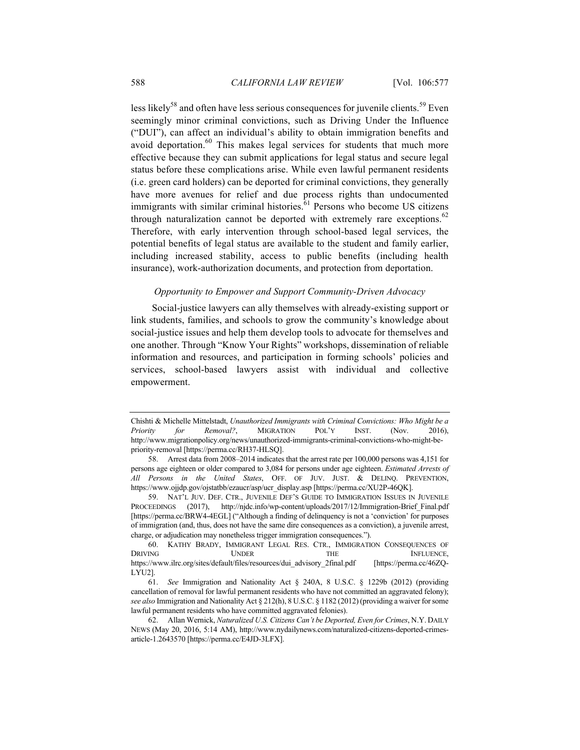less likely[58] and often have less serious consequences for juvenile clients.[59] Even seemingly minor criminal convictions, such as Driving Under the Influence ("DUI"), can affect an individual's ability to obtain immigration benefits and avoid deportation.[60] This makes legal services for students that much more effective because they can submit applications for legal status and secure legal status before these complications arise. While even lawful permanent residents (i.e. green card holders) can be deported for criminal convictions, they generally have more avenues for relief and due process rights than undocumented immigrants with similar criminal histories.[61] Persons who become US citizens through naturalization cannot be deported with extremely rare exceptions.[62] Therefore, with early intervention through school-based legal services, the potential benefits of legal status are available to the student and family earlier, including increased stability, access to public benefits (including health insurance), work-authorization documents, and protection from deportation.

### *Opportunity to Empower and Support Community-Driven Advocacy*

Social-justice lawyers can ally themselves with already-existing support or link students, families, and schools to grow the community's knowledge about social-justice issues and help them develop tools to advocate for themselves and one another. Through "Know Your Rights" workshops, dissemination of reliable information and resources, and participation in forming schools' policies and services, school-based lawyers assist with individual and collective empowerment.

---

Chishti & Michelle Mittelstadt, *Unauthorized Immigrants with Criminal Convictions: Who Might be a Priority for Removal?*, MIGRATION POL'Y INST. (Nov. 2016), http://www.migrationpolicy.org/news/unauthorized-immigrants-criminal-convictions-who-might-be-priority-removal [https://perma.cc/RH37-HLSQ].

58. Arrest data from 2008–2014 indicates that the arrest rate per 100,000 persons was 4,151 for persons age eighteen or older compared to 3,084 for persons under age eighteen. *Estimated Arrests of All Persons in the United States*, OFF. OF JUV. JUST. & DELINQ. PREVENTION, https://www.ojjdp.gov/ojstatbb/ezaucr/asp/ucr_display.asp [https://perma.cc/XU2P-46QK].

59. NAT'L JUV. DEF. CTR., JUVENILE DEF'S GUIDE TO IMMIGRATION ISSUES IN JUVENILE PROCEEDINGS (2017), http://njdc.info/wp-content/uploads/2017/12/Immigration-Brief_Final.pdf [https://perma.cc/BRW4-4EGL] ("Although a finding of delinquency is not a 'conviction' for purposes of immigration (and, thus, does not have the same dire consequences as a conviction), a juvenile arrest, charge, or adjudication may nonetheless trigger immigration consequences.").

60. KATHY BRADY, IMMIGRANT LEGAL RES. CTR., IMMIGRATION CONSEQUENCES OF DRIVING UNDER THE INFLUENCE, https://www.ilrc.org/sites/default/files/resources/dui_advisory_2final.pdf [https://perma.cc/46ZQ-LYU2].

61. *See* Immigration and Nationality Act § 240A, 8 U.S.C. § 1229b (2012) (providing cancellation of removal for lawful permanent residents who have not committed an aggravated felony); *see also* Immigration and Nationality Act § 212(h), 8 U.S.C. § 1182 (2012) (providing a waiver for some lawful permanent residents who have committed aggravated felonies).

62. Allan Wernick, *Naturalized U.S. Citizens Can't be Deported, Even for Crimes*, N.Y. DAILY NEWS (May 20, 2016, 5:14 AM), http://www.nydailynews.com/naturalized-citizens-deported-crimes-article-1.2643570 [https://perma.cc/E4JD-3LFX].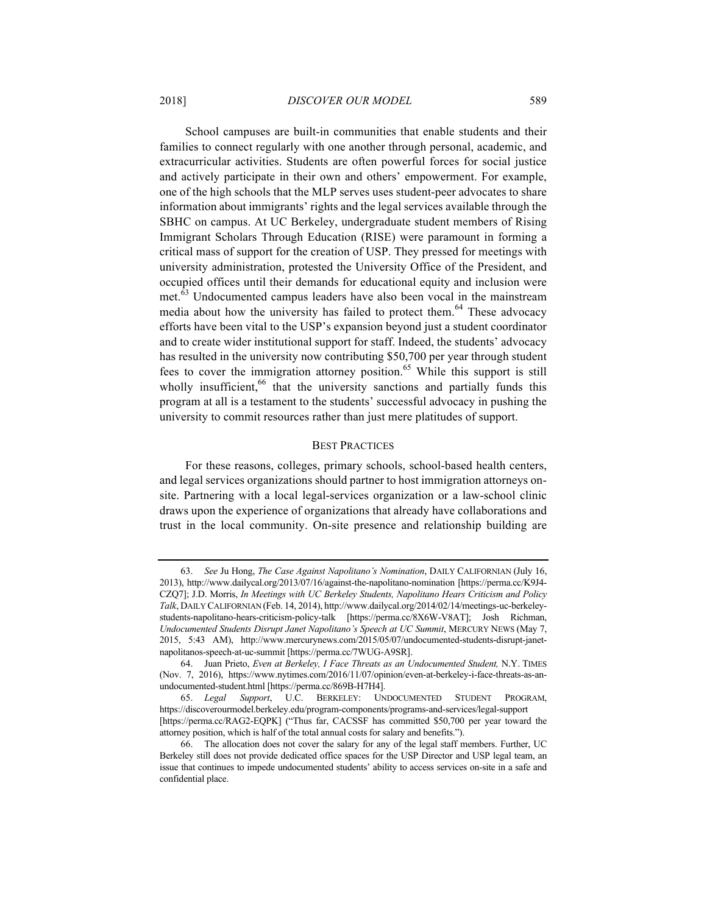School campuses are built-in communities that enable students and their families to connect regularly with one another through personal, academic, and extracurricular activities. Students are often powerful forces for social justice and actively participate in their own and others' empowerment. For example, one of the high schools that the MLP serves uses student-peer advocates to share information about immigrants' rights and the legal services available through the SBHC on campus. At UC Berkeley, undergraduate student members of Rising Immigrant Scholars Through Education (RISE) were paramount in forming a critical mass of support for the creation of USP. They pressed for meetings with university administration, protested the University Office of the President, and occupied offices until their demands for educational equity and inclusion were met.[63] Undocumented campus leaders have also been vocal in the mainstream media about how the university has failed to protect them.[64] These advocacy efforts have been vital to the USP's expansion beyond just a student coordinator and to create wider institutional support for staff. Indeed, the students' advocacy has resulted in the university now contributing $50,700 per year through student fees to cover the immigration attorney position.[65] While this support is still wholly insufficient,[66] that the university sanctions and partially funds this program at all is a testament to the students' successful advocacy in pushing the university to commit resources rather than just mere platitudes of support.

## BEST PRACTICES

For these reasons, colleges, primary schools, school-based health centers, and legal services organizations should partner to host immigration attorneys on-site. Partnering with a local legal-services organization or a law-school clinic draws upon the experience of organizations that already have collaborations and trust in the local community. On-site presence and relationship building are

---

63. *See* Ju Hong, *The Case Against Napolitano's Nomination*, DAILY CALIFORNIAN (July 16, 2013), http://www.dailycal.org/2013/07/16/against-the-napolitano-nomination [https://perma.cc/K9J4-CZQ7]; J.D. Morris, *In Meetings with UC Berkeley Students, Napolitano Hears Criticism and Policy Talk*, DAILY CALIFORNIAN (Feb. 14, 2014), http://www.dailycal.org/2014/02/14/meetings-uc-berkeley-students-napolitano-hears-criticism-policy-talk [https://perma.cc/8X6W-V8AT]; Josh Richman, *Undocumented Students Disrupt Janet Napolitano's Speech at UC Summit*, MERCURY NEWS (May 7, 2015, 5:43 AM), http://www.mercurynews.com/2015/05/07/undocumented-students-disrupt-janet-napolitanos-speech-at-uc-summit [https://perma.cc/7WUG-A9SR].

64. Juan Prieto, *Even at Berkeley, I Face Threats as an Undocumented Student,* N.Y. TIMES (Nov. 7, 2016), https://www.nytimes.com/2016/11/07/opinion/even-at-berkeley-i-face-threats-as-an-undocumented-student.html [https://perma.cc/869B-H7H4].

65. *Legal Support*, U.C. BERKELEY: UNDOCUMENTED STUDENT PROGRAM, https://discoverourmodel.berkeley.edu/program-components/programs-and-services/legal-support [https://perma.cc/RAG2-EQPK] ("Thus far, CACSSF has committed $50,700 per year toward the attorney position, which is half of the total annual costs for salary and benefits.").

66. The allocation does not cover the salary for any of the legal staff members. Further, UC Berkeley still does not provide dedicated office spaces for the USP Director and USP legal team, an issue that continues to impede undocumented students' ability to access services on-site in a safe and confidential place.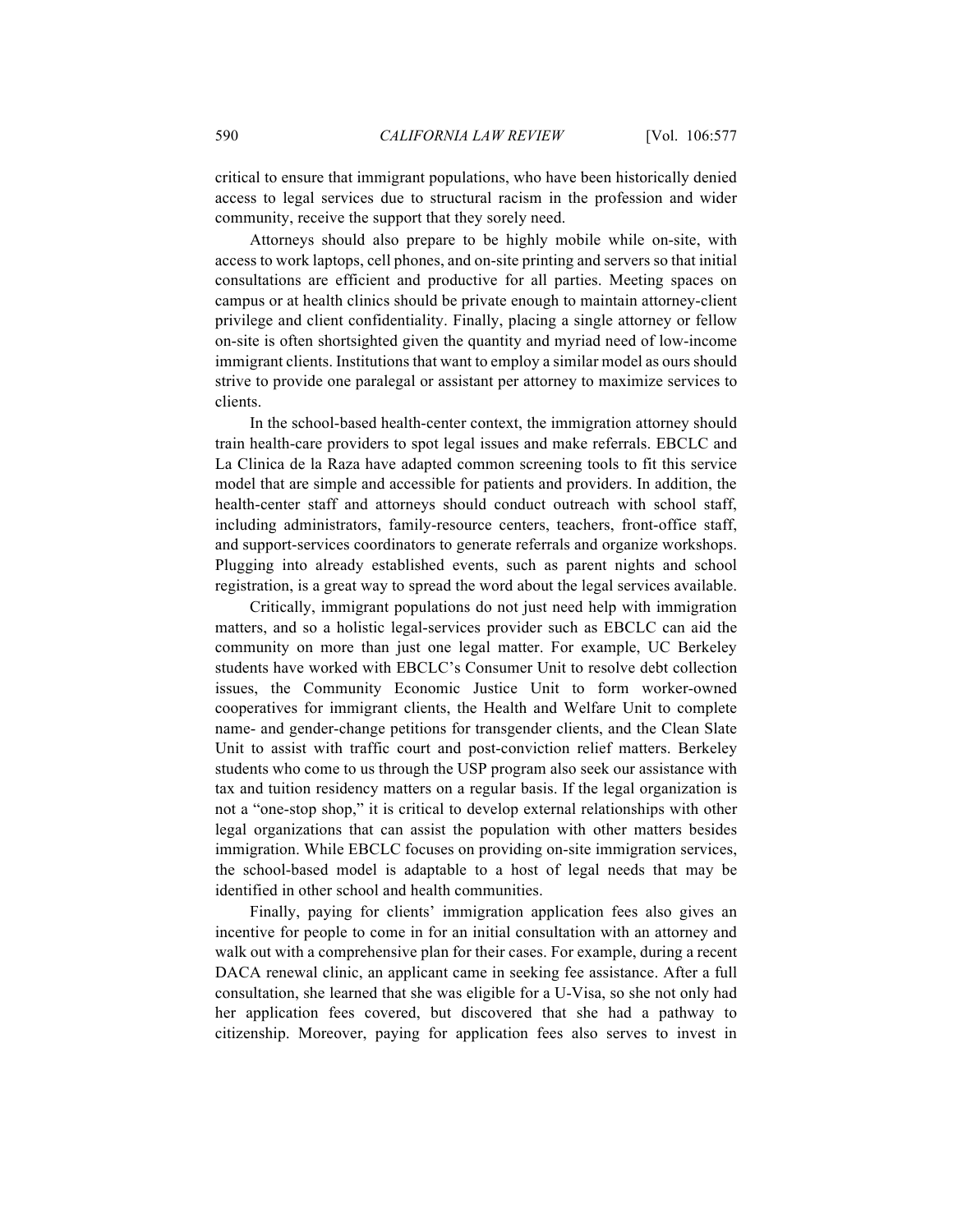critical to ensure that immigrant populations, who have been historically denied access to legal services due to structural racism in the profession and wider community, receive the support that they sorely need.

Attorneys should also prepare to be highly mobile while on-site, with access to work laptops, cell phones, and on-site printing and servers so that initial consultations are efficient and productive for all parties. Meeting spaces on campus or at health clinics should be private enough to maintain attorney-client privilege and client confidentiality. Finally, placing a single attorney or fellow on-site is often shortsighted given the quantity and myriad need of low-income immigrant clients. Institutions that want to employ a similar model as ours should strive to provide one paralegal or assistant per attorney to maximize services to clients.

In the school-based health-center context, the immigration attorney should train health-care providers to spot legal issues and make referrals. EBCLC and La Clinica de la Raza have adapted common screening tools to fit this service model that are simple and accessible for patients and providers. In addition, the health-center staff and attorneys should conduct outreach with school staff, including administrators, family-resource centers, teachers, front-office staff, and support-services coordinators to generate referrals and organize workshops. Plugging into already established events, such as parent nights and school registration, is a great way to spread the word about the legal services available.

Critically, immigrant populations do not just need help with immigration matters, and so a holistic legal-services provider such as EBCLC can aid the community on more than just one legal matter. For example, UC Berkeley students have worked with EBCLC's Consumer Unit to resolve debt collection issues, the Community Economic Justice Unit to form worker-owned cooperatives for immigrant clients, the Health and Welfare Unit to complete name- and gender-change petitions for transgender clients, and the Clean Slate Unit to assist with traffic court and post-conviction relief matters. Berkeley students who come to us through the USP program also seek our assistance with tax and tuition residency matters on a regular basis. If the legal organization is not a "one-stop shop," it is critical to develop external relationships with other legal organizations that can assist the population with other matters besides immigration. While EBCLC focuses on providing on-site immigration services, the school-based model is adaptable to a host of legal needs that may be identified in other school and health communities.

Finally, paying for clients' immigration application fees also gives an incentive for people to come in for an initial consultation with an attorney and walk out with a comprehensive plan for their cases. For example, during a recent DACA renewal clinic, an applicant came in seeking fee assistance. After a full consultation, she learned that she was eligible for a U-Visa, so she not only had her application fees covered, but discovered that she had a pathway to citizenship. Moreover, paying for application fees also serves to invest in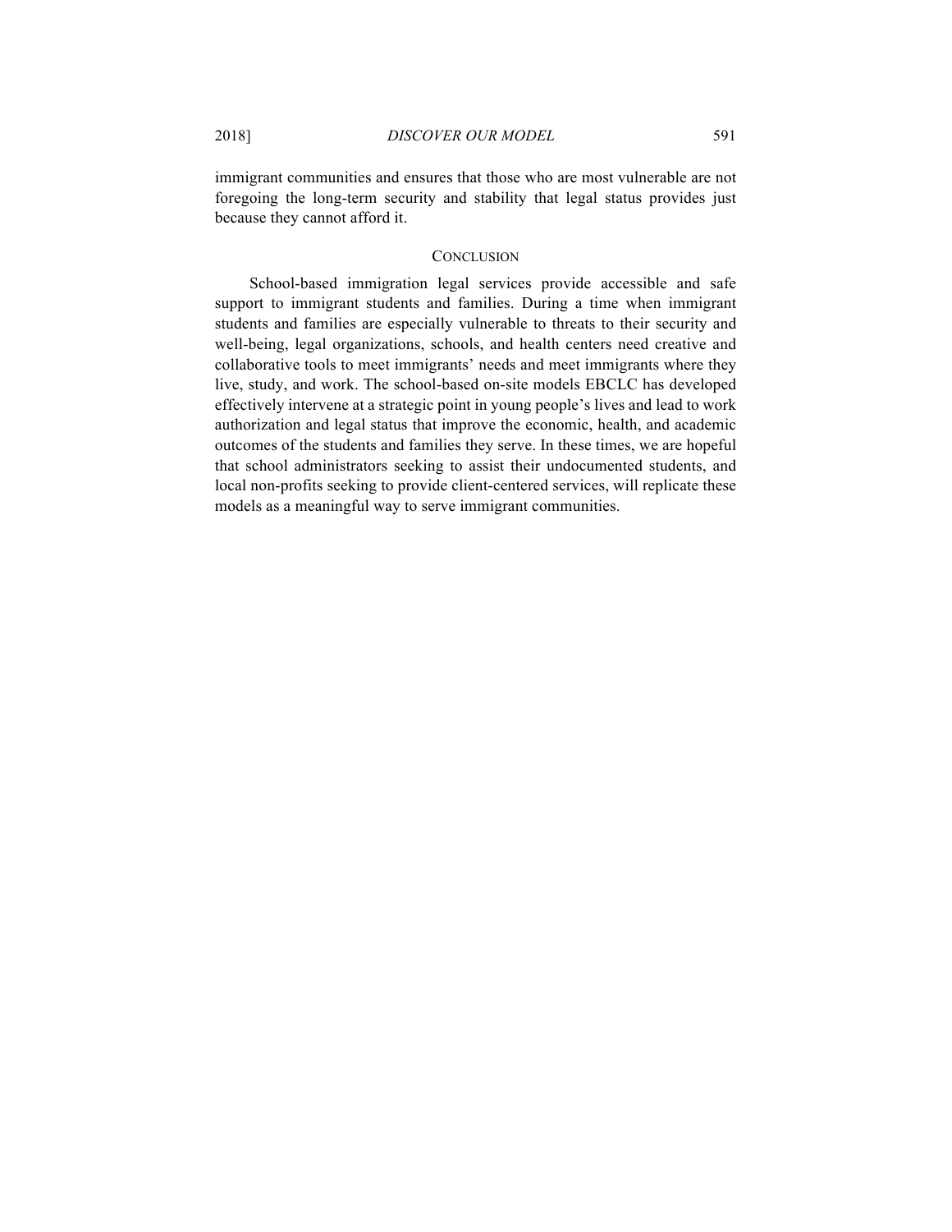immigrant communities and ensures that those who are most vulnerable are not foregoing the long-term security and stability that legal status provides just because they cannot afford it.

## CONCLUSION

School-based immigration legal services provide accessible and safe support to immigrant students and families. During a time when immigrant students and families are especially vulnerable to threats to their security and well-being, legal organizations, schools, and health centers need creative and collaborative tools to meet immigrants' needs and meet immigrants where they live, study, and work. The school-based on-site models EBCLC has developed effectively intervene at a strategic point in young people's lives and lead to work authorization and legal status that improve the economic, health, and academic outcomes of the students and families they serve. In these times, we are hopeful that school administrators seeking to assist their undocumented students, and local non-profits seeking to provide client-centered services, will replicate these models as a meaningful way to serve immigrant communities.